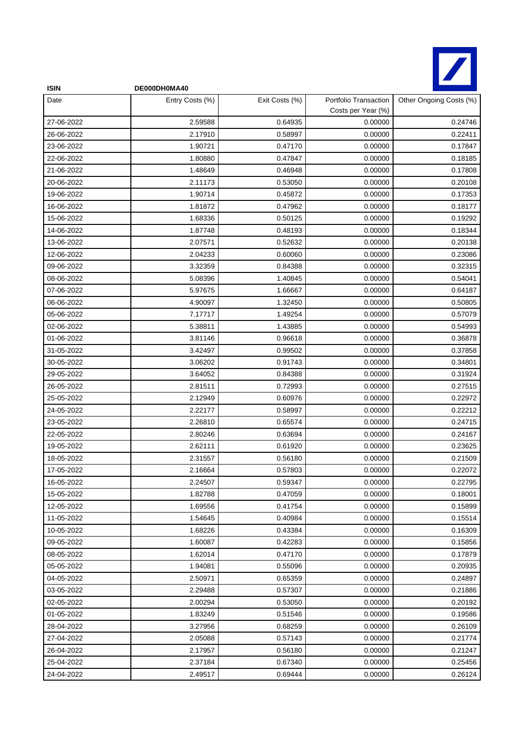| ISIN | DE000DH0MA40 | | | |
|---|---|---|---|---|
| Date | Entry Costs (%) | Exit Costs (%) | Portfolio Transaction Costs per Year (%) | Other Ongoing Costs (%) |
| 27-06-2022 | 2.59588 | 0.64935 | 0.00000 | 0.24746 |
| 26-06-2022 | 2.17910 | 0.58997 | 0.00000 | 0.22411 |
| 23-06-2022 | 1.90721 | 0.47170 | 0.00000 | 0.17847 |
| 22-06-2022 | 1.80880 | 0.47847 | 0.00000 | 0.18185 |
| 21-06-2022 | 1.48649 | 0.46948 | 0.00000 | 0.17808 |
| 20-06-2022 | 2.11173 | 0.53050 | 0.00000 | 0.20108 |
| 19-06-2022 | 1.90714 | 0.45872 | 0.00000 | 0.17353 |
| 16-06-2022 | 1.81872 | 0.47962 | 0.00000 | 0.18177 |
| 15-06-2022 | 1.68336 | 0.50125 | 0.00000 | 0.19292 |
| 14-06-2022 | 1.87748 | 0.48193 | 0.00000 | 0.18344 |
| 13-06-2022 | 2.07571 | 0.52632 | 0.00000 | 0.20138 |
| 12-06-2022 | 2.04233 | 0.60060 | 0.00000 | 0.23086 |
| 09-06-2022 | 3.32359 | 0.84388 | 0.00000 | 0.32315 |
| 08-06-2022 | 5.08396 | 1.40845 | 0.00000 | 0.54041 |
| 07-06-2022 | 5.97675 | 1.66667 | 0.00000 | 0.64187 |
| 06-06-2022 | 4.90097 | 1.32450 | 0.00000 | 0.50805 |
| 05-06-2022 | 7.17717 | 1.49254 | 0.00000 | 0.57079 |
| 02-06-2022 | 5.38811 | 1.43885 | 0.00000 | 0.54993 |
| 01-06-2022 | 3.81146 | 0.96618 | 0.00000 | 0.36878 |
| 31-05-2022 | 3.42497 | 0.99502 | 0.00000 | 0.37858 |
| 30-05-2022 | 3.06202 | 0.91743 | 0.00000 | 0.34801 |
| 29-05-2022 | 3.64052 | 0.84388 | 0.00000 | 0.31924 |
| 26-05-2022 | 2.81511 | 0.72993 | 0.00000 | 0.27515 |
| 25-05-2022 | 2.12949 | 0.60976 | 0.00000 | 0.22972 |
| 24-05-2022 | 2.22177 | 0.58997 | 0.00000 | 0.22212 |
| 23-05-2022 | 2.26810 | 0.65574 | 0.00000 | 0.24715 |
| 22-05-2022 | 2.80246 | 0.63694 | 0.00000 | 0.24167 |
| 19-05-2022 | 2.62111 | 0.61920 | 0.00000 | 0.23625 |
| 18-05-2022 | 2.31557 | 0.56180 | 0.00000 | 0.21509 |
| 17-05-2022 | 2.16664 | 0.57803 | 0.00000 | 0.22072 |
| 16-05-2022 | 2.24507 | 0.59347 | 0.00000 | 0.22795 |
| 15-05-2022 | 1.82788 | 0.47059 | 0.00000 | 0.18001 |
| 12-05-2022 | 1.69556 | 0.41754 | 0.00000 | 0.15899 |
| 11-05-2022 | 1.54645 | 0.40984 | 0.00000 | 0.15514 |
| 10-05-2022 | 1.68226 | 0.43384 | 0.00000 | 0.16309 |
| 09-05-2022 | 1.60087 | 0.42283 | 0.00000 | 0.15856 |
| 08-05-2022 | 1.62014 | 0.47170 | 0.00000 | 0.17879 |
| 05-05-2022 | 1.94081 | 0.55096 | 0.00000 | 0.20935 |
| 04-05-2022 | 2.50971 | 0.65359 | 0.00000 | 0.24897 |
| 03-05-2022 | 2.29488 | 0.57307 | 0.00000 | 0.21886 |
| 02-05-2022 | 2.00294 | 0.53050 | 0.00000 | 0.20192 |
| 01-05-2022 | 1.83249 | 0.51546 | 0.00000 | 0.19586 |
| 28-04-2022 | 3.27956 | 0.68259 | 0.00000 | 0.26109 |
| 27-04-2022 | 2.05088 | 0.57143 | 0.00000 | 0.21774 |
| 26-04-2022 | 2.17957 | 0.56180 | 0.00000 | 0.21247 |
| 25-04-2022 | 2.37184 | 0.67340 | 0.00000 | 0.25456 |
| 24-04-2022 | 2.49517 | 0.69444 | 0.00000 | 0.26124 |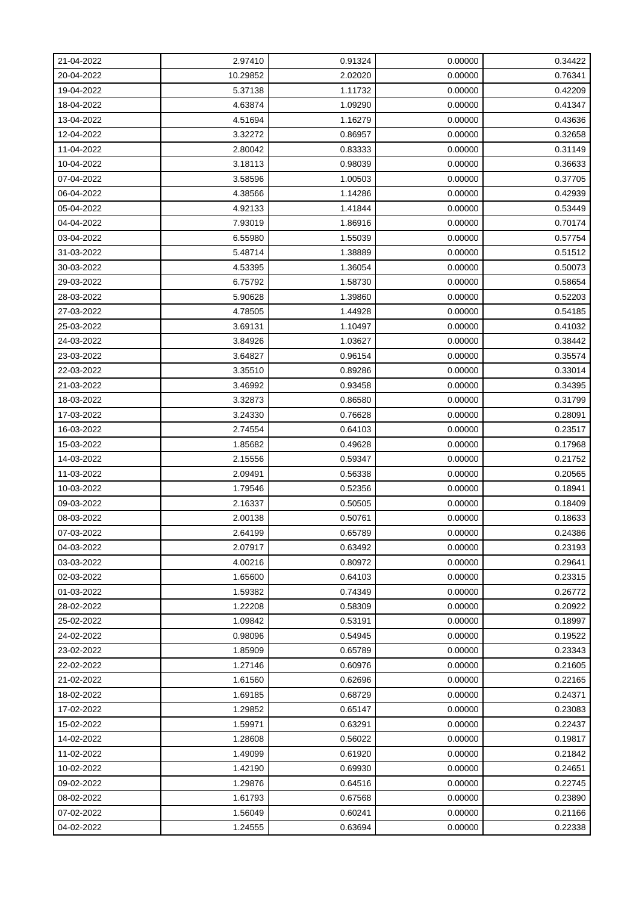| | | | | |
|---|---|---|---|---|
| 21-04-2022 | 2.97410 | 0.91324 | 0.00000 | 0.34422 |
| 20-04-2022 | 10.29852 | 2.02020 | 0.00000 | 0.76341 |
| 19-04-2022 | 5.37138 | 1.11732 | 0.00000 | 0.42209 |
| 18-04-2022 | 4.63874 | 1.09290 | 0.00000 | 0.41347 |
| 13-04-2022 | 4.51694 | 1.16279 | 0.00000 | 0.43636 |
| 12-04-2022 | 3.32272 | 0.86957 | 0.00000 | 0.32658 |
| 11-04-2022 | 2.80042 | 0.83333 | 0.00000 | 0.31149 |
| 10-04-2022 | 3.18113 | 0.98039 | 0.00000 | 0.36633 |
| 07-04-2022 | 3.58596 | 1.00503 | 0.00000 | 0.37705 |
| 06-04-2022 | 4.38566 | 1.14286 | 0.00000 | 0.42939 |
| 05-04-2022 | 4.92133 | 1.41844 | 0.00000 | 0.53449 |
| 04-04-2022 | 7.93019 | 1.86916 | 0.00000 | 0.70174 |
| 03-04-2022 | 6.55980 | 1.55039 | 0.00000 | 0.57754 |
| 31-03-2022 | 5.48714 | 1.38889 | 0.00000 | 0.51512 |
| 30-03-2022 | 4.53395 | 1.36054 | 0.00000 | 0.50073 |
| 29-03-2022 | 6.75792 | 1.58730 | 0.00000 | 0.58654 |
| 28-03-2022 | 5.90628 | 1.39860 | 0.00000 | 0.52203 |
| 27-03-2022 | 4.78505 | 1.44928 | 0.00000 | 0.54185 |
| 25-03-2022 | 3.69131 | 1.10497 | 0.00000 | 0.41032 |
| 24-03-2022 | 3.84926 | 1.03627 | 0.00000 | 0.38442 |
| 23-03-2022 | 3.64827 | 0.96154 | 0.00000 | 0.35574 |
| 22-03-2022 | 3.35510 | 0.89286 | 0.00000 | 0.33014 |
| 21-03-2022 | 3.46992 | 0.93458 | 0.00000 | 0.34395 |
| 18-03-2022 | 3.32873 | 0.86580 | 0.00000 | 0.31799 |
| 17-03-2022 | 3.24330 | 0.76628 | 0.00000 | 0.28091 |
| 16-03-2022 | 2.74554 | 0.64103 | 0.00000 | 0.23517 |
| 15-03-2022 | 1.85682 | 0.49628 | 0.00000 | 0.17968 |
| 14-03-2022 | 2.15556 | 0.59347 | 0.00000 | 0.21752 |
| 11-03-2022 | 2.09491 | 0.56338 | 0.00000 | 0.20565 |
| 10-03-2022 | 1.79546 | 0.52356 | 0.00000 | 0.18941 |
| 09-03-2022 | 2.16337 | 0.50505 | 0.00000 | 0.18409 |
| 08-03-2022 | 2.00138 | 0.50761 | 0.00000 | 0.18633 |
| 07-03-2022 | 2.64199 | 0.65789 | 0.00000 | 0.24386 |
| 04-03-2022 | 2.07917 | 0.63492 | 0.00000 | 0.23193 |
| 03-03-2022 | 4.00216 | 0.80972 | 0.00000 | 0.29641 |
| 02-03-2022 | 1.65600 | 0.64103 | 0.00000 | 0.23315 |
| 01-03-2022 | 1.59382 | 0.74349 | 0.00000 | 0.26772 |
| 28-02-2022 | 1.22208 | 0.58309 | 0.00000 | 0.20922 |
| 25-02-2022 | 1.09842 | 0.53191 | 0.00000 | 0.18997 |
| 24-02-2022 | 0.98096 | 0.54945 | 0.00000 | 0.19522 |
| 23-02-2022 | 1.85909 | 0.65789 | 0.00000 | 0.23343 |
| 22-02-2022 | 1.27146 | 0.60976 | 0.00000 | 0.21605 |
| 21-02-2022 | 1.61560 | 0.62696 | 0.00000 | 0.22165 |
| 18-02-2022 | 1.69185 | 0.68729 | 0.00000 | 0.24371 |
| 17-02-2022 | 1.29852 | 0.65147 | 0.00000 | 0.23083 |
| 15-02-2022 | 1.59971 | 0.63291 | 0.00000 | 0.22437 |
| 14-02-2022 | 1.28608 | 0.56022 | 0.00000 | 0.19817 |
| 11-02-2022 | 1.49099 | 0.61920 | 0.00000 | 0.21842 |
| 10-02-2022 | 1.42190 | 0.69930 | 0.00000 | 0.24651 |
| 09-02-2022 | 1.29876 | 0.64516 | 0.00000 | 0.22745 |
| 08-02-2022 | 1.61793 | 0.67568 | 0.00000 | 0.23890 |
| 07-02-2022 | 1.56049 | 0.60241 | 0.00000 | 0.21166 |
| 04-02-2022 | 1.24555 | 0.63694 | 0.00000 | 0.22338 |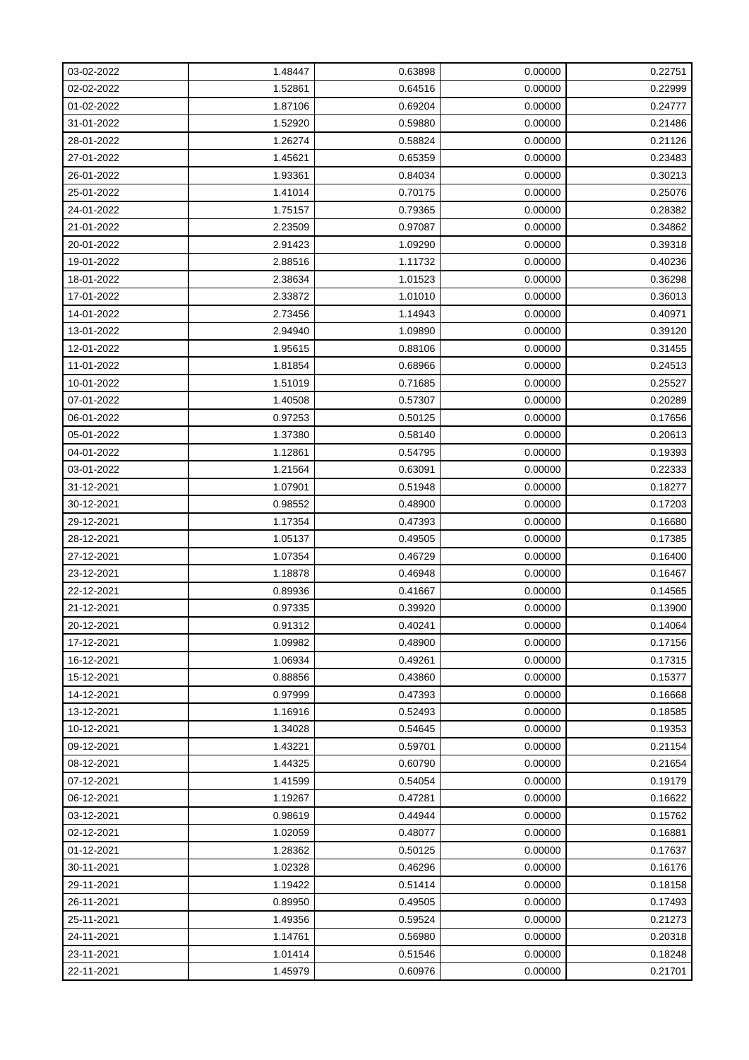| | | | | |
|---|---|---|---|---|
| 03-02-2022 | 1.48447 | 0.63898 | 0.00000 | 0.22751 |
| 02-02-2022 | 1.52861 | 0.64516 | 0.00000 | 0.22999 |
| 01-02-2022 | 1.87106 | 0.69204 | 0.00000 | 0.24777 |
| 31-01-2022 | 1.52920 | 0.59880 | 0.00000 | 0.21486 |
| 28-01-2022 | 1.26274 | 0.58824 | 0.00000 | 0.21126 |
| 27-01-2022 | 1.45621 | 0.65359 | 0.00000 | 0.23483 |
| 26-01-2022 | 1.93361 | 0.84034 | 0.00000 | 0.30213 |
| 25-01-2022 | 1.41014 | 0.70175 | 0.00000 | 0.25076 |
| 24-01-2022 | 1.75157 | 0.79365 | 0.00000 | 0.28382 |
| 21-01-2022 | 2.23509 | 0.97087 | 0.00000 | 0.34862 |
| 20-01-2022 | 2.91423 | 1.09290 | 0.00000 | 0.39318 |
| 19-01-2022 | 2.88516 | 1.11732 | 0.00000 | 0.40236 |
| 18-01-2022 | 2.38634 | 1.01523 | 0.00000 | 0.36298 |
| 17-01-2022 | 2.33872 | 1.01010 | 0.00000 | 0.36013 |
| 14-01-2022 | 2.73456 | 1.14943 | 0.00000 | 0.40971 |
| 13-01-2022 | 2.94940 | 1.09890 | 0.00000 | 0.39120 |
| 12-01-2022 | 1.95615 | 0.88106 | 0.00000 | 0.31455 |
| 11-01-2022 | 1.81854 | 0.68966 | 0.00000 | 0.24513 |
| 10-01-2022 | 1.51019 | 0.71685 | 0.00000 | 0.25527 |
| 07-01-2022 | 1.40508 | 0.57307 | 0.00000 | 0.20289 |
| 06-01-2022 | 0.97253 | 0.50125 | 0.00000 | 0.17656 |
| 05-01-2022 | 1.37380 | 0.58140 | 0.00000 | 0.20613 |
| 04-01-2022 | 1.12861 | 0.54795 | 0.00000 | 0.19393 |
| 03-01-2022 | 1.21564 | 0.63091 | 0.00000 | 0.22333 |
| 31-12-2021 | 1.07901 | 0.51948 | 0.00000 | 0.18277 |
| 30-12-2021 | 0.98552 | 0.48900 | 0.00000 | 0.17203 |
| 29-12-2021 | 1.17354 | 0.47393 | 0.00000 | 0.16680 |
| 28-12-2021 | 1.05137 | 0.49505 | 0.00000 | 0.17385 |
| 27-12-2021 | 1.07354 | 0.46729 | 0.00000 | 0.16400 |
| 23-12-2021 | 1.18878 | 0.46948 | 0.00000 | 0.16467 |
| 22-12-2021 | 0.89936 | 0.41667 | 0.00000 | 0.14565 |
| 21-12-2021 | 0.97335 | 0.39920 | 0.00000 | 0.13900 |
| 20-12-2021 | 0.91312 | 0.40241 | 0.00000 | 0.14064 |
| 17-12-2021 | 1.09982 | 0.48900 | 0.00000 | 0.17156 |
| 16-12-2021 | 1.06934 | 0.49261 | 0.00000 | 0.17315 |
| 15-12-2021 | 0.88856 | 0.43860 | 0.00000 | 0.15377 |
| 14-12-2021 | 0.97999 | 0.47393 | 0.00000 | 0.16668 |
| 13-12-2021 | 1.16916 | 0.52493 | 0.00000 | 0.18585 |
| 10-12-2021 | 1.34028 | 0.54645 | 0.00000 | 0.19353 |
| 09-12-2021 | 1.43221 | 0.59701 | 0.00000 | 0.21154 |
| 08-12-2021 | 1.44325 | 0.60790 | 0.00000 | 0.21654 |
| 07-12-2021 | 1.41599 | 0.54054 | 0.00000 | 0.19179 |
| 06-12-2021 | 1.19267 | 0.47281 | 0.00000 | 0.16622 |
| 03-12-2021 | 0.98619 | 0.44944 | 0.00000 | 0.15762 |
| 02-12-2021 | 1.02059 | 0.48077 | 0.00000 | 0.16881 |
| 01-12-2021 | 1.28362 | 0.50125 | 0.00000 | 0.17637 |
| 30-11-2021 | 1.02328 | 0.46296 | 0.00000 | 0.16176 |
| 29-11-2021 | 1.19422 | 0.51414 | 0.00000 | 0.18158 |
| 26-11-2021 | 0.89950 | 0.49505 | 0.00000 | 0.17493 |
| 25-11-2021 | 1.49356 | 0.59524 | 0.00000 | 0.21273 |
| 24-11-2021 | 1.14761 | 0.56980 | 0.00000 | 0.20318 |
| 23-11-2021 | 1.01414 | 0.51546 | 0.00000 | 0.18248 |
| 22-11-2021 | 1.45979 | 0.60976 | 0.00000 | 0.21701 |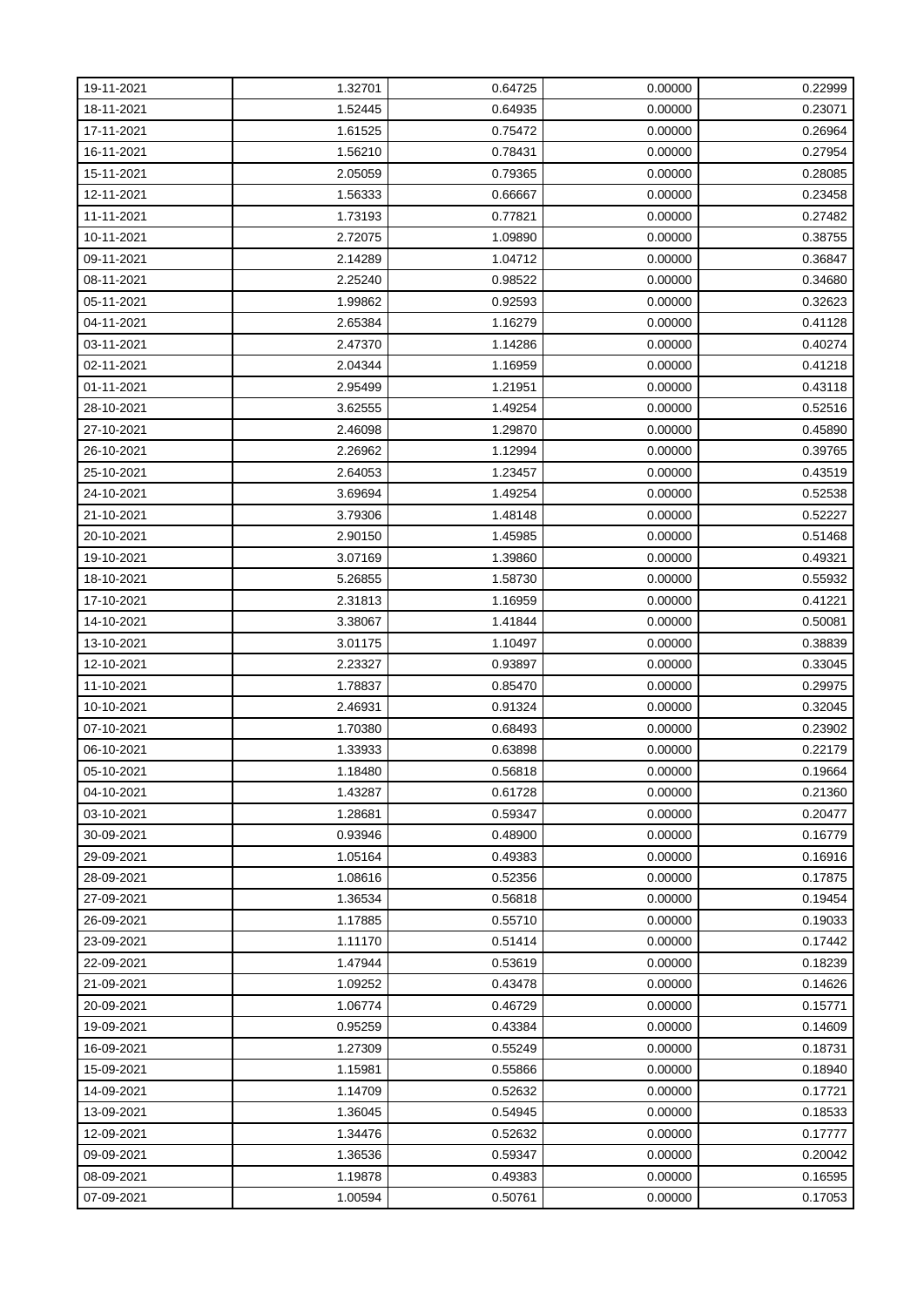| | | | | |
|---|---|---|---|---|
| 19-11-2021 | 1.32701 | 0.64725 | 0.00000 | 0.22999 |
| 18-11-2021 | 1.52445 | 0.64935 | 0.00000 | 0.23071 |
| 17-11-2021 | 1.61525 | 0.75472 | 0.00000 | 0.26964 |
| 16-11-2021 | 1.56210 | 0.78431 | 0.00000 | 0.27954 |
| 15-11-2021 | 2.05059 | 0.79365 | 0.00000 | 0.28085 |
| 12-11-2021 | 1.56333 | 0.66667 | 0.00000 | 0.23458 |
| 11-11-2021 | 1.73193 | 0.77821 | 0.00000 | 0.27482 |
| 10-11-2021 | 2.72075 | 1.09890 | 0.00000 | 0.38755 |
| 09-11-2021 | 2.14289 | 1.04712 | 0.00000 | 0.36847 |
| 08-11-2021 | 2.25240 | 0.98522 | 0.00000 | 0.34680 |
| 05-11-2021 | 1.99862 | 0.92593 | 0.00000 | 0.32623 |
| 04-11-2021 | 2.65384 | 1.16279 | 0.00000 | 0.41128 |
| 03-11-2021 | 2.47370 | 1.14286 | 0.00000 | 0.40274 |
| 02-11-2021 | 2.04344 | 1.16959 | 0.00000 | 0.41218 |
| 01-11-2021 | 2.95499 | 1.21951 | 0.00000 | 0.43118 |
| 28-10-2021 | 3.62555 | 1.49254 | 0.00000 | 0.52516 |
| 27-10-2021 | 2.46098 | 1.29870 | 0.00000 | 0.45890 |
| 26-10-2021 | 2.26962 | 1.12994 | 0.00000 | 0.39765 |
| 25-10-2021 | 2.64053 | 1.23457 | 0.00000 | 0.43519 |
| 24-10-2021 | 3.69694 | 1.49254 | 0.00000 | 0.52538 |
| 21-10-2021 | 3.79306 | 1.48148 | 0.00000 | 0.52227 |
| 20-10-2021 | 2.90150 | 1.45985 | 0.00000 | 0.51468 |
| 19-10-2021 | 3.07169 | 1.39860 | 0.00000 | 0.49321 |
| 18-10-2021 | 5.26855 | 1.58730 | 0.00000 | 0.55932 |
| 17-10-2021 | 2.31813 | 1.16959 | 0.00000 | 0.41221 |
| 14-10-2021 | 3.38067 | 1.41844 | 0.00000 | 0.50081 |
| 13-10-2021 | 3.01175 | 1.10497 | 0.00000 | 0.38839 |
| 12-10-2021 | 2.23327 | 0.93897 | 0.00000 | 0.33045 |
| 11-10-2021 | 1.78837 | 0.85470 | 0.00000 | 0.29975 |
| 10-10-2021 | 2.46931 | 0.91324 | 0.00000 | 0.32045 |
| 07-10-2021 | 1.70380 | 0.68493 | 0.00000 | 0.23902 |
| 06-10-2021 | 1.33933 | 0.63898 | 0.00000 | 0.22179 |
| 05-10-2021 | 1.18480 | 0.56818 | 0.00000 | 0.19664 |
| 04-10-2021 | 1.43287 | 0.61728 | 0.00000 | 0.21360 |
| 03-10-2021 | 1.28681 | 0.59347 | 0.00000 | 0.20477 |
| 30-09-2021 | 0.93946 | 0.48900 | 0.00000 | 0.16779 |
| 29-09-2021 | 1.05164 | 0.49383 | 0.00000 | 0.16916 |
| 28-09-2021 | 1.08616 | 0.52356 | 0.00000 | 0.17875 |
| 27-09-2021 | 1.36534 | 0.56818 | 0.00000 | 0.19454 |
| 26-09-2021 | 1.17885 | 0.55710 | 0.00000 | 0.19033 |
| 23-09-2021 | 1.11170 | 0.51414 | 0.00000 | 0.17442 |
| 22-09-2021 | 1.47944 | 0.53619 | 0.00000 | 0.18239 |
| 21-09-2021 | 1.09252 | 0.43478 | 0.00000 | 0.14626 |
| 20-09-2021 | 1.06774 | 0.46729 | 0.00000 | 0.15771 |
| 19-09-2021 | 0.95259 | 0.43384 | 0.00000 | 0.14609 |
| 16-09-2021 | 1.27309 | 0.55249 | 0.00000 | 0.18731 |
| 15-09-2021 | 1.15981 | 0.55866 | 0.00000 | 0.18940 |
| 14-09-2021 | 1.14709 | 0.52632 | 0.00000 | 0.17721 |
| 13-09-2021 | 1.36045 | 0.54945 | 0.00000 | 0.18533 |
| 12-09-2021 | 1.34476 | 0.52632 | 0.00000 | 0.17777 |
| 09-09-2021 | 1.36536 | 0.59347 | 0.00000 | 0.20042 |
| 08-09-2021 | 1.19878 | 0.49383 | 0.00000 | 0.16595 |
| 07-09-2021 | 1.00594 | 0.50761 | 0.00000 | 0.17053 |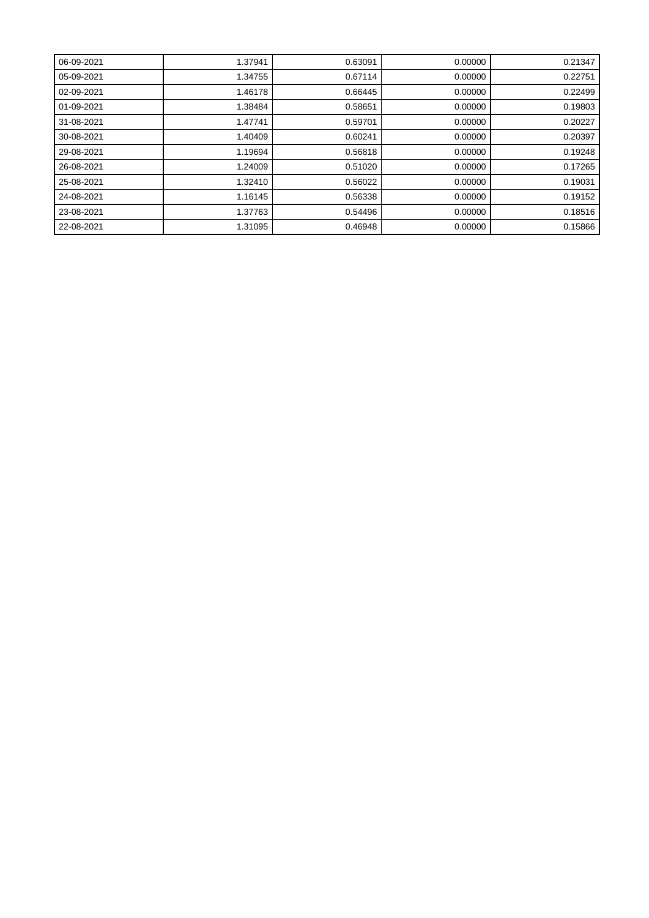| | | | | |
|---|---|---|---|---|
| 06-09-2021 | 1.37941 | 0.63091 | 0.00000 | 0.21347 |
| 05-09-2021 | 1.34755 | 0.67114 | 0.00000 | 0.22751 |
| 02-09-2021 | 1.46178 | 0.66445 | 0.00000 | 0.22499 |
| 01-09-2021 | 1.38484 | 0.58651 | 0.00000 | 0.19803 |
| 31-08-2021 | 1.47741 | 0.59701 | 0.00000 | 0.20227 |
| 30-08-2021 | 1.40409 | 0.60241 | 0.00000 | 0.20397 |
| 29-08-2021 | 1.19694 | 0.56818 | 0.00000 | 0.19248 |
| 26-08-2021 | 1.24009 | 0.51020 | 0.00000 | 0.17265 |
| 25-08-2021 | 1.32410 | 0.56022 | 0.00000 | 0.19031 |
| 24-08-2021 | 1.16145 | 0.56338 | 0.00000 | 0.19152 |
| 23-08-2021 | 1.37763 | 0.54496 | 0.00000 | 0.18516 |
| 22-08-2021 | 1.31095 | 0.46948 | 0.00000 | 0.15866 |